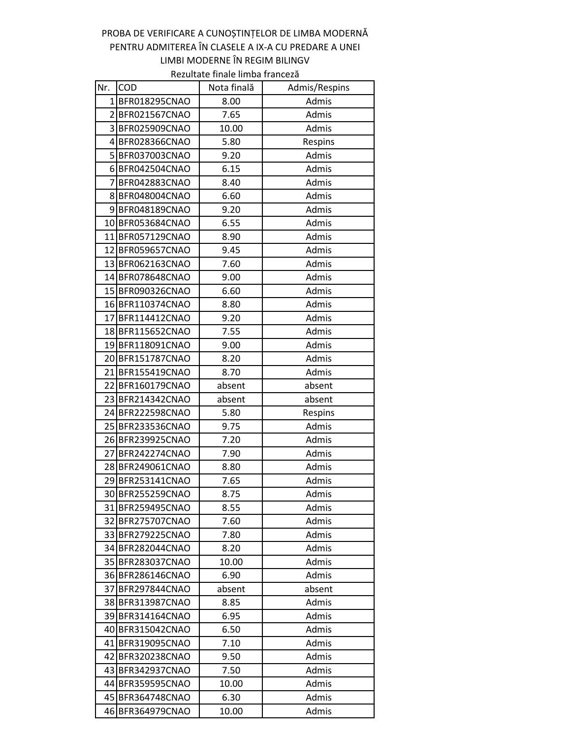PROBA DE VERIFICARE A CUNOȘTINȚELOR DE LIMBA MODERNĂ PENTRU ADMITEREA ÎN CLASELE A IX-A CU PREDARE A UNEI LIMBI MODERNE ÎN REGIM BILINGV

Rezultate finale limba franceză

| Nr. | COD | Nota finală | Admis/Respins |
|---|---|---|---|
| 1 | BFR018295CNAO | 8.00 | Admis |
| 2 | BFR021567CNAO | 7.65 | Admis |
| 3 | BFR025909CNAO | 10.00 | Admis |
| 4 | BFR028366CNAO | 5.80 | Respins |
| 5 | BFR037003CNAO | 9.20 | Admis |
| 6 | BFR042504CNAO | 6.15 | Admis |
| 7 | BFR042883CNAO | 8.40 | Admis |
| 8 | BFR048004CNAO | 6.60 | Admis |
| 9 | BFR048189CNAO | 9.20 | Admis |
| 10 | BFR053684CNAO | 6.55 | Admis |
| 11 | BFR057129CNAO | 8.90 | Admis |
| 12 | BFR059657CNAO | 9.45 | Admis |
| 13 | BFR062163CNAO | 7.60 | Admis |
| 14 | BFR078648CNAO | 9.00 | Admis |
| 15 | BFR090326CNAO | 6.60 | Admis |
| 16 | BFR110374CNAO | 8.80 | Admis |
| 17 | BFR114412CNAO | 9.20 | Admis |
| 18 | BFR115652CNAO | 7.55 | Admis |
| 19 | BFR118091CNAO | 9.00 | Admis |
| 20 | BFR151787CNAO | 8.20 | Admis |
| 21 | BFR155419CNAO | 8.70 | Admis |
| 22 | BFR160179CNAO | absent | absent |
| 23 | BFR214342CNAO | absent | absent |
| 24 | BFR222598CNAO | 5.80 | Respins |
| 25 | BFR233536CNAO | 9.75 | Admis |
| 26 | BFR239925CNAO | 7.20 | Admis |
| 27 | BFR242274CNAO | 7.90 | Admis |
| 28 | BFR249061CNAO | 8.80 | Admis |
| 29 | BFR253141CNAO | 7.65 | Admis |
| 30 | BFR255259CNAO | 8.75 | Admis |
| 31 | BFR259495CNAO | 8.55 | Admis |
| 32 | BFR275707CNAO | 7.60 | Admis |
| 33 | BFR279225CNAO | 7.80 | Admis |
| 34 | BFR282044CNAO | 8.20 | Admis |
| 35 | BFR283037CNAO | 10.00 | Admis |
| 36 | BFR286146CNAO | 6.90 | Admis |
| 37 | BFR297844CNAO | absent | absent |
| 38 | BFR313987CNAO | 8.85 | Admis |
| 39 | BFR314164CNAO | 6.95 | Admis |
| 40 | BFR315042CNAO | 6.50 | Admis |
| 41 | BFR319095CNAO | 7.10 | Admis |
| 42 | BFR320238CNAO | 9.50 | Admis |
| 43 | BFR342937CNAO | 7.50 | Admis |
| 44 | BFR359595CNAO | 10.00 | Admis |
| 45 | BFR364748CNAO | 6.30 | Admis |
| 46 | BFR364979CNAO | 10.00 | Admis |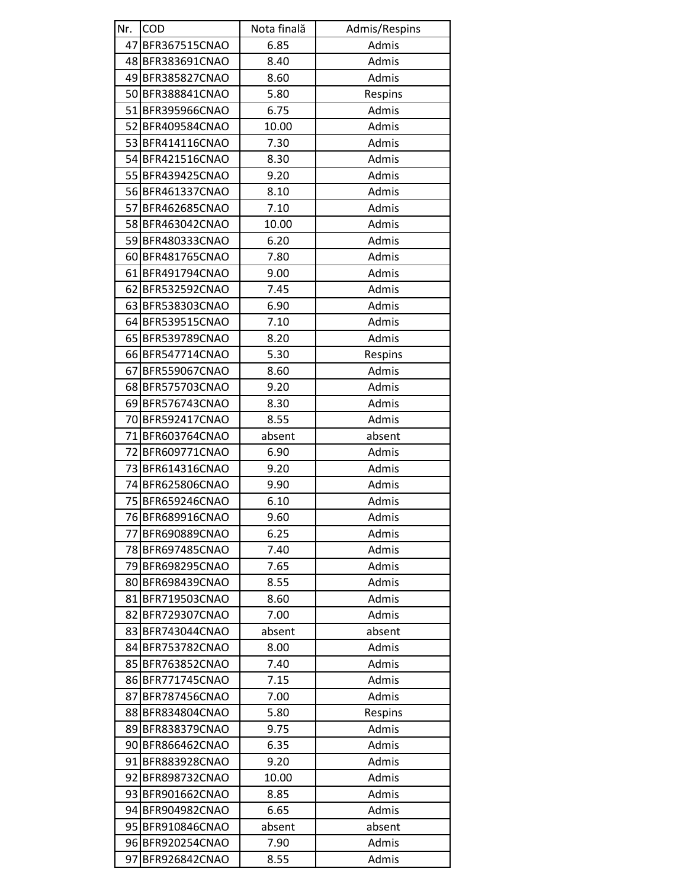| Nr. | COD | Nota finală | Admis/Respins |
|---|---|---|---|
| 47 | BFR367515CNAO | 6.85 | Admis |
| 48 | BFR383691CNAO | 8.40 | Admis |
| 49 | BFR385827CNAO | 8.60 | Admis |
| 50 | BFR388841CNAO | 5.80 | Respins |
| 51 | BFR395966CNAO | 6.75 | Admis |
| 52 | BFR409584CNAO | 10.00 | Admis |
| 53 | BFR414116CNAO | 7.30 | Admis |
| 54 | BFR421516CNAO | 8.30 | Admis |
| 55 | BFR439425CNAO | 9.20 | Admis |
| 56 | BFR461337CNAO | 8.10 | Admis |
| 57 | BFR462685CNAO | 7.10 | Admis |
| 58 | BFR463042CNAO | 10.00 | Admis |
| 59 | BFR480333CNAO | 6.20 | Admis |
| 60 | BFR481765CNAO | 7.80 | Admis |
| 61 | BFR491794CNAO | 9.00 | Admis |
| 62 | BFR532592CNAO | 7.45 | Admis |
| 63 | BFR538303CNAO | 6.90 | Admis |
| 64 | BFR539515CNAO | 7.10 | Admis |
| 65 | BFR539789CNAO | 8.20 | Admis |
| 66 | BFR547714CNAO | 5.30 | Respins |
| 67 | BFR559067CNAO | 8.60 | Admis |
| 68 | BFR575703CNAO | 9.20 | Admis |
| 69 | BFR576743CNAO | 8.30 | Admis |
| 70 | BFR592417CNAO | 8.55 | Admis |
| 71 | BFR603764CNAO | absent | absent |
| 72 | BFR609771CNAO | 6.90 | Admis |
| 73 | BFR614316CNAO | 9.20 | Admis |
| 74 | BFR625806CNAO | 9.90 | Admis |
| 75 | BFR659246CNAO | 6.10 | Admis |
| 76 | BFR689916CNAO | 9.60 | Admis |
| 77 | BFR690889CNAO | 6.25 | Admis |
| 78 | BFR697485CNAO | 7.40 | Admis |
| 79 | BFR698295CNAO | 7.65 | Admis |
| 80 | BFR698439CNAO | 8.55 | Admis |
| 81 | BFR719503CNAO | 8.60 | Admis |
| 82 | BFR729307CNAO | 7.00 | Admis |
| 83 | BFR743044CNAO | absent | absent |
| 84 | BFR753782CNAO | 8.00 | Admis |
| 85 | BFR763852CNAO | 7.40 | Admis |
| 86 | BFR771745CNAO | 7.15 | Admis |
| 87 | BFR787456CNAO | 7.00 | Admis |
| 88 | BFR834804CNAO | 5.80 | Respins |
| 89 | BFR838379CNAO | 9.75 | Admis |
| 90 | BFR866462CNAO | 6.35 | Admis |
| 91 | BFR883928CNAO | 9.20 | Admis |
| 92 | BFR898732CNAO | 10.00 | Admis |
| 93 | BFR901662CNAO | 8.85 | Admis |
| 94 | BFR904982CNAO | 6.65 | Admis |
| 95 | BFR910846CNAO | absent | absent |
| 96 | BFR920254CNAO | 7.90 | Admis |
| 97 | BFR926842CNAO | 8.55 | Admis |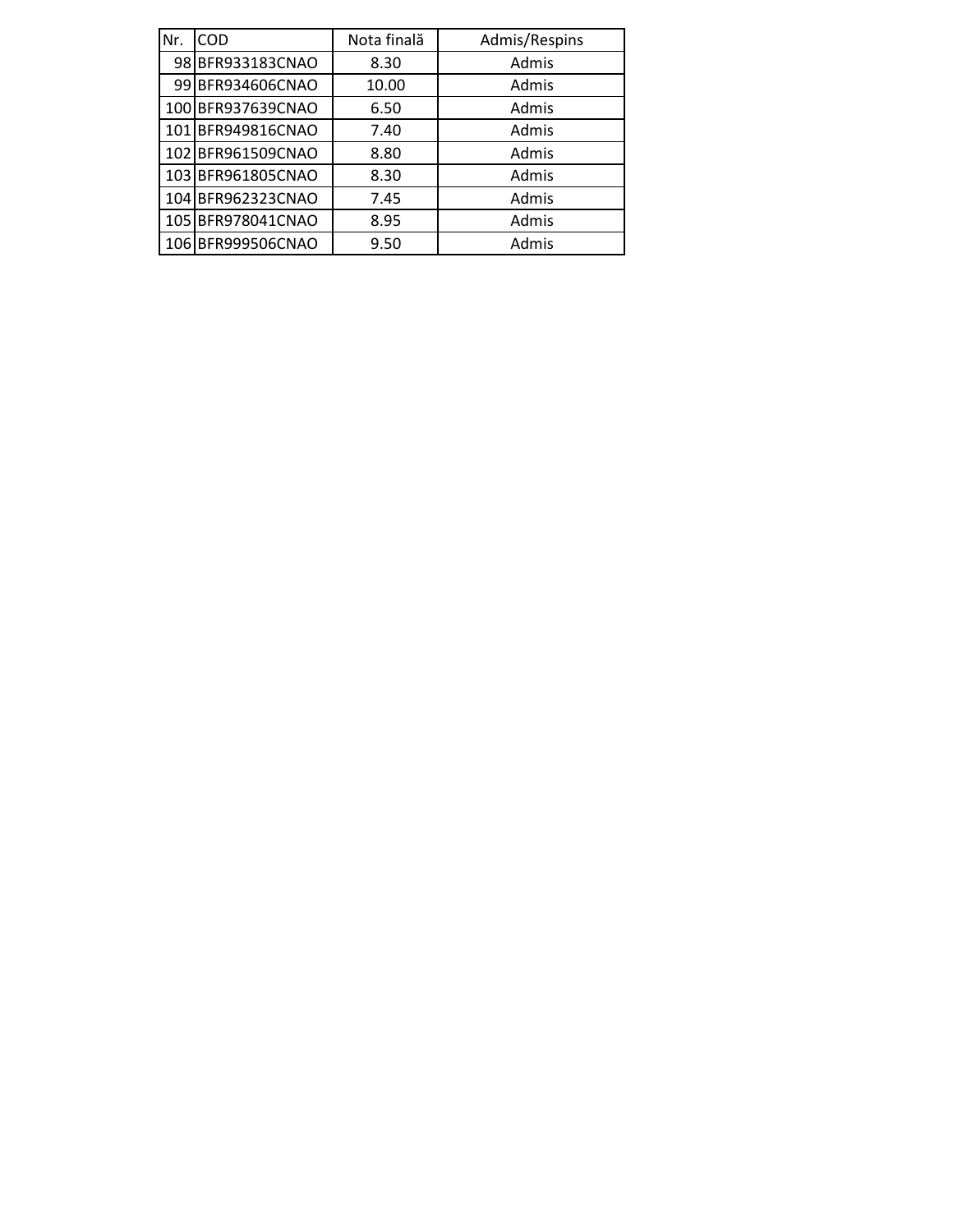| Nr. | COD | Nota finală | Admis/Respins |
|---|---|---|---|
| 98 | BFR933183CNAO | 8.30 | Admis |
| 99 | BFR934606CNAO | 10.00 | Admis |
| 100 | BFR937639CNAO | 6.50 | Admis |
| 101 | BFR949816CNAO | 7.40 | Admis |
| 102 | BFR961509CNAO | 8.80 | Admis |
| 103 | BFR961805CNAO | 8.30 | Admis |
| 104 | BFR962323CNAO | 7.45 | Admis |
| 105 | BFR978041CNAO | 8.95 | Admis |
| 106 | BFR999506CNAO | 9.50 | Admis |